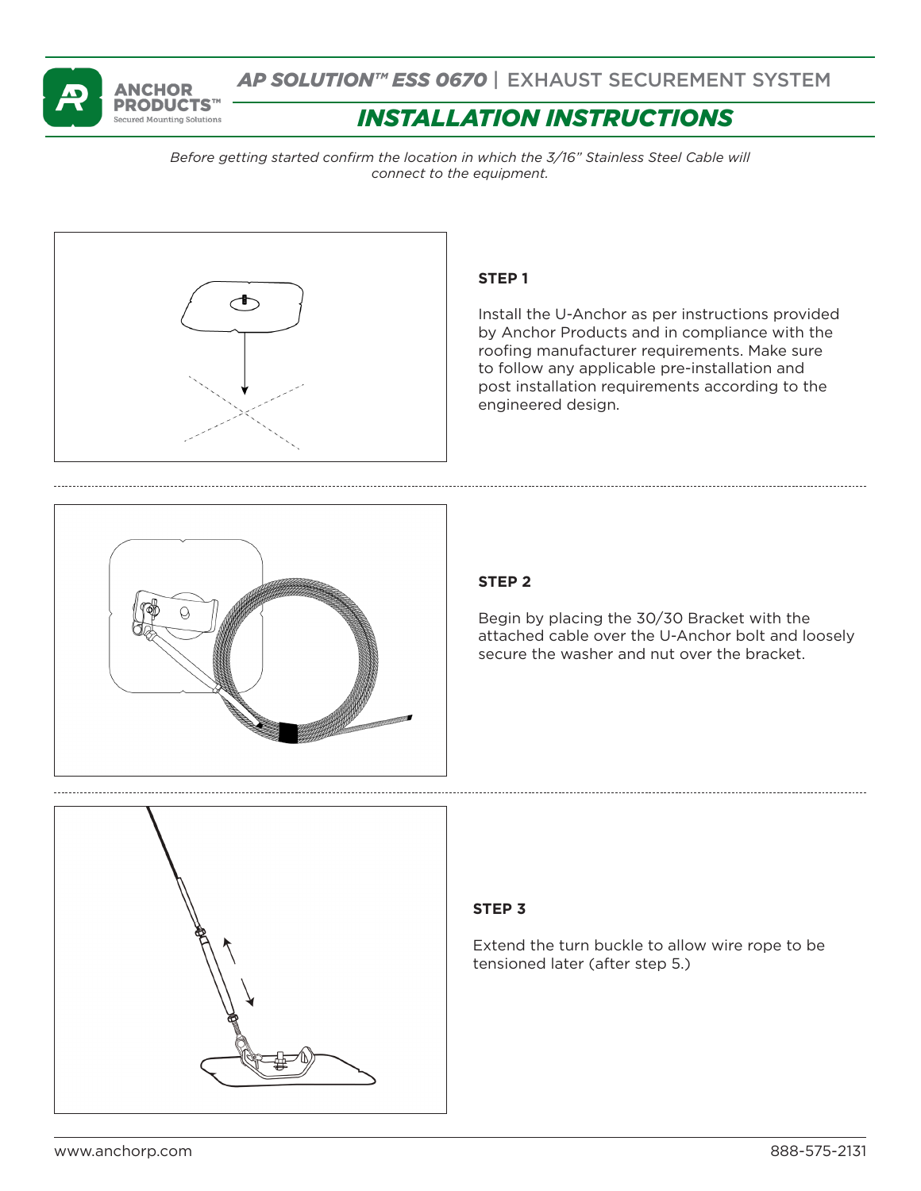# AP SOLUTION™ ESS 0670 | EXHAUST SECUREMENT SYSTEM

## *INSTALLATION INSTRUCTIONS*

*Before getting started confirm the location in which the 3/16" Stainless Steel Cable will connect to the equipment.*

**STEP 1**

Install the U-Anchor as per instructions provided by Anchor Products and in compliance with the roofing manufacturer requirements. Make sure to follow any applicable pre-installation and post installation requirements according to the engineered design.

**STEP 2**

Begin by placing the 30/30 Bracket with the attached cable over the U-Anchor bolt and loosely secure the washer and nut over the bracket.

**STEP 3**

Extend the turn buckle to allow wire rope to be tensioned later (after step 5.)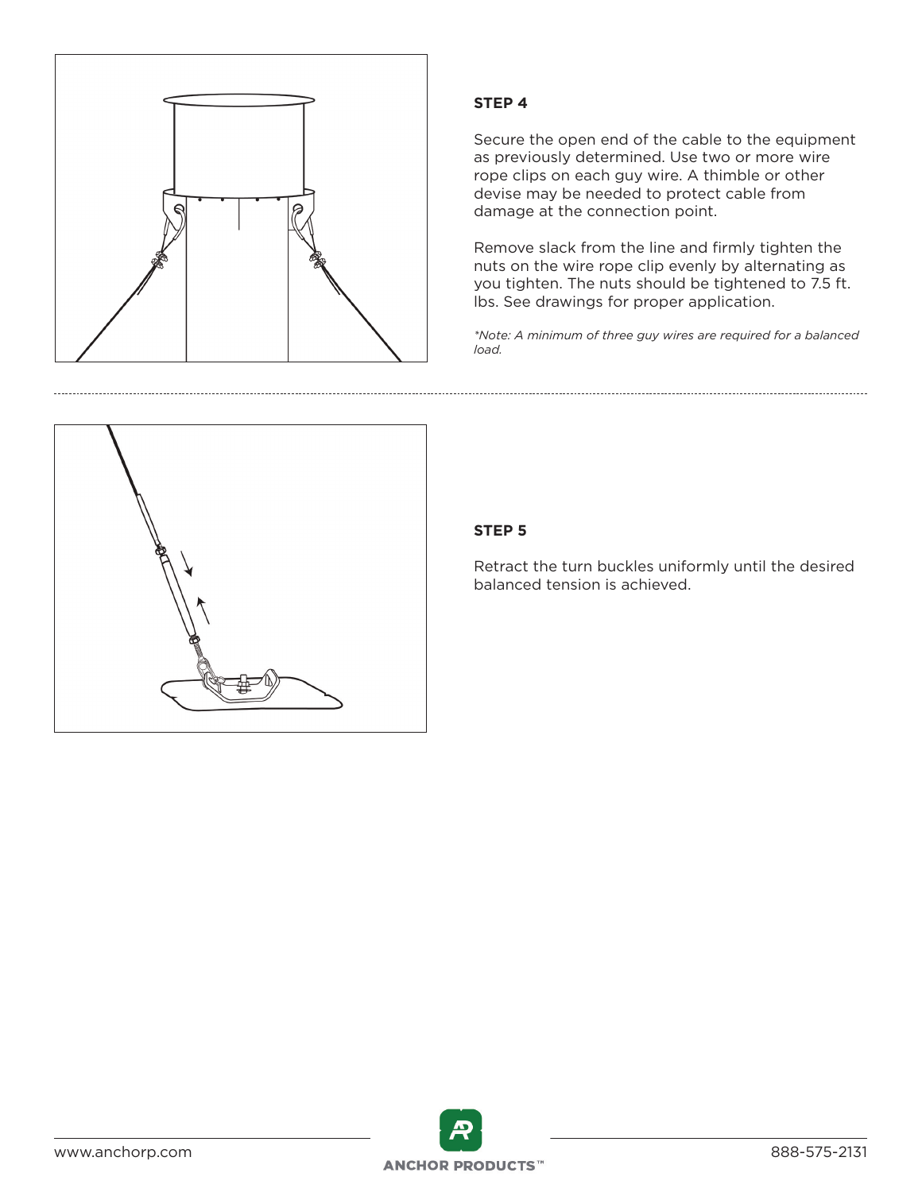### STEP 4

Secure the open end of the cable to the equipment as previously determined. Use two or more wire rope clips on each guy wire. A thimble or other devise may be needed to protect cable from damage at the connection point.

Remove slack from the line and firmly tighten the nuts on the wire rope clip evenly by alternating as you tighten. The nuts should be tightened to 7.5 ft. lbs. See drawings for proper application.

*\*Note: A minimum of three guy wires are required for a balanced load.*

### STEP 5

Retract the turn buckles uniformly until the desired balanced tension is achieved.